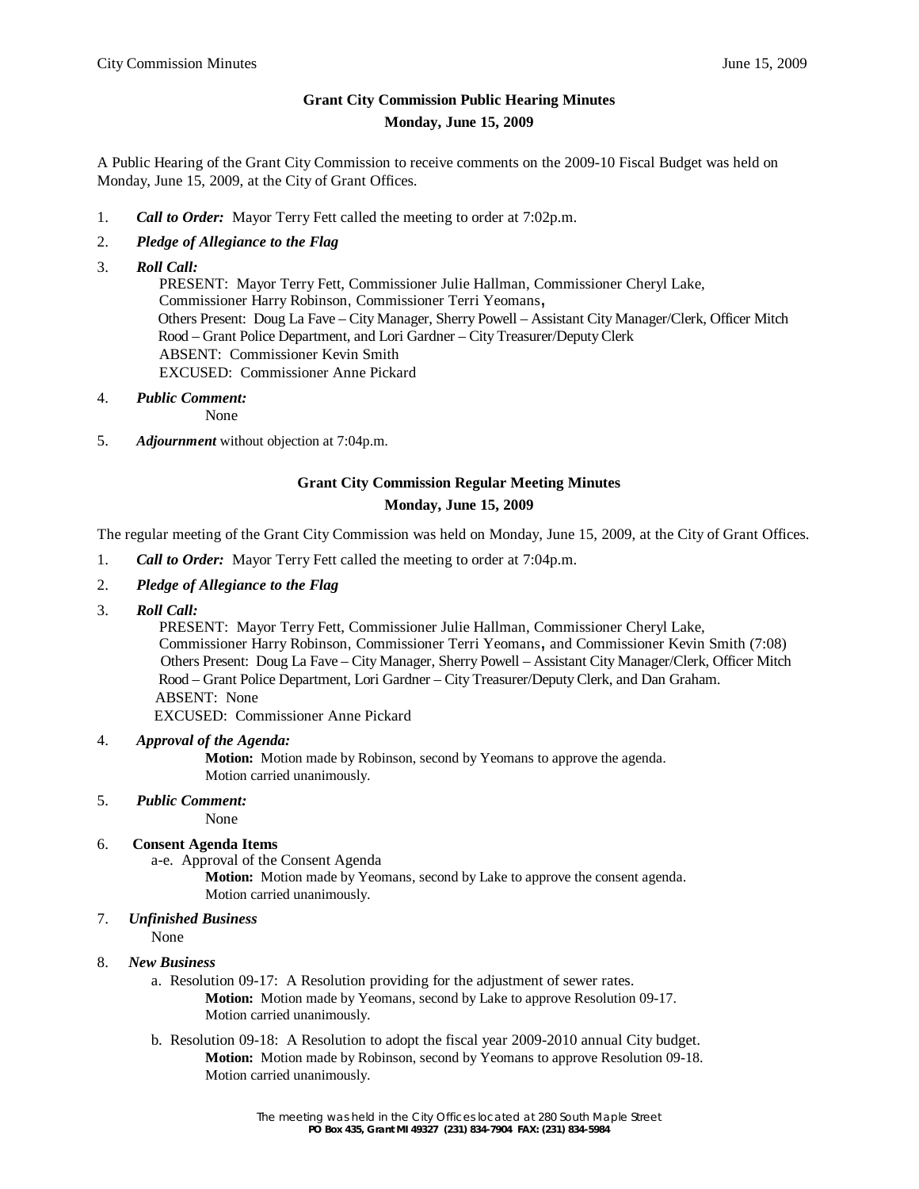## Grant City Commission Public Hearing Minutes

**Monday, June 15, 2009**

A Public Hearing of the Grant City Commission to receive comments on the 2009-10 Fiscal Budget was held on Monday, June 15, 2009, at the City of Grant Offices.

1. ***Call to Order:*** Mayor Terry Fett called the meeting to order at 7:02p.m.
2. ***Pledge of Allegiance to the Flag***
3. ***Roll Call:***
   PRESENT: Mayor Terry Fett, Commissioner Julie Hallman, Commissioner Cheryl Lake, Commissioner Harry Robinson, Commissioner Terri Yeomans,
   Others Present: Doug La Fave – City Manager, Sherry Powell – Assistant City Manager/Clerk, Officer Mitch Rood – Grant Police Department, and Lori Gardner – City Treasurer/Deputy Clerk
   ABSENT: Commissioner Kevin Smith
   EXCUSED: Commissioner Anne Pickard
4. ***Public Comment:***
   None
5. ***Adjournment*** without objection at 7:04p.m.

## Grant City Commission Regular Meeting Minutes

**Monday, June 15, 2009**

The regular meeting of the Grant City Commission was held on Monday, June 15, 2009, at the City of Grant Offices.

1. ***Call to Order:*** Mayor Terry Fett called the meeting to order at 7:04p.m.
2. ***Pledge of Allegiance to the Flag***
3. ***Roll Call:***
   PRESENT: Mayor Terry Fett, Commissioner Julie Hallman, Commissioner Cheryl Lake, Commissioner Harry Robinson, Commissioner Terri Yeomans, and Commissioner Kevin Smith (7:08)
   Others Present: Doug La Fave – City Manager, Sherry Powell – Assistant City Manager/Clerk, Officer Mitch Rood – Grant Police Department, Lori Gardner – City Treasurer/Deputy Clerk, and Dan Graham.
   ABSENT: None
   EXCUSED: Commissioner Anne Pickard
4. ***Approval of the Agenda:***
   **Motion:** Motion made by Robinson, second by Yeomans to approve the agenda.
   Motion carried unanimously.
5. ***Public Comment:***
   None
6. **Consent Agenda Items**
   a-e. Approval of the Consent Agenda
   **Motion:** Motion made by Yeomans, second by Lake to approve the consent agenda.
   Motion carried unanimously.
7. ***Unfinished Business***
   None
8. ***New Business***
   a. Resolution 09-17: A Resolution providing for the adjustment of sewer rates.
      **Motion:** Motion made by Yeomans, second by Lake to approve Resolution 09-17.
      Motion carried unanimously.
   b. Resolution 09-18: A Resolution to adopt the fiscal year 2009-2010 annual City budget.
      **Motion:** Motion made by Robinson, second by Yeomans to approve Resolution 09-18.
      Motion carried unanimously.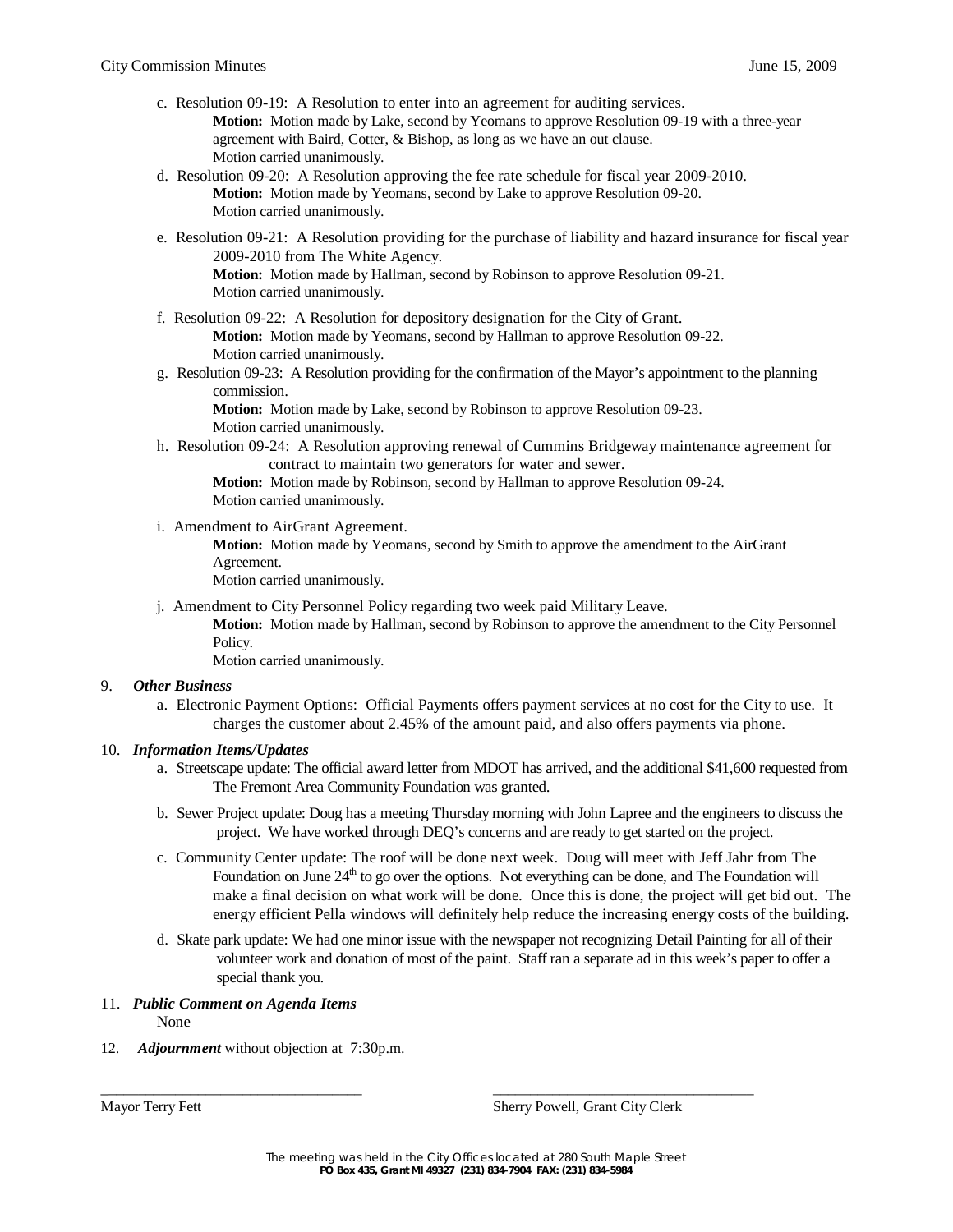c. Resolution 09-19: A Resolution to enter into an agreement for auditing services.
   **Motion:** Motion made by Lake, second by Yeomans to approve Resolution 09-19 with a three-year agreement with Baird, Cotter, & Bishop, as long as we have an out clause.
   Motion carried unanimously.

d. Resolution 09-20: A Resolution approving the fee rate schedule for fiscal year 2009-2010.
   **Motion:** Motion made by Yeomans, second by Lake to approve Resolution 09-20.
   Motion carried unanimously.

e. Resolution 09-21: A Resolution providing for the purchase of liability and hazard insurance for fiscal year 2009-2010 from The White Agency.
   **Motion:** Motion made by Hallman, second by Robinson to approve Resolution 09-21.
   Motion carried unanimously.

f. Resolution 09-22: A Resolution for depository designation for the City of Grant.
   **Motion:** Motion made by Yeomans, second by Hallman to approve Resolution 09-22.
   Motion carried unanimously.

g. Resolution 09-23: A Resolution providing for the confirmation of the Mayor's appointment to the planning commission.
   **Motion:** Motion made by Lake, second by Robinson to approve Resolution 09-23.
   Motion carried unanimously.

h. Resolution 09-24: A Resolution approving renewal of Cummins Bridgeway maintenance agreement for contract to maintain two generators for water and sewer.
   **Motion:** Motion made by Robinson, second by Hallman to approve Resolution 09-24.
   Motion carried unanimously.

i. Amendment to AirGrant Agreement.
   **Motion:** Motion made by Yeomans, second by Smith to approve the amendment to the AirGrant Agreement.
   Motion carried unanimously.

j. Amendment to City Personnel Policy regarding two week paid Military Leave.
   **Motion:** Motion made by Hallman, second by Robinson to approve the amendment to the City Personnel Policy.
   Motion carried unanimously.

9. ***Other Business***
   a. Electronic Payment Options: Official Payments offers payment services at no cost for the City to use. It charges the customer about 2.45% of the amount paid, and also offers payments via phone.

10. ***Information Items/Updates***
    a. Streetscape update: The official award letter from MDOT has arrived, and the additional $41,600 requested from The Fremont Area Community Foundation was granted.
    b. Sewer Project update: Doug has a meeting Thursday morning with John Lapree and the engineers to discuss the project. We have worked through DEQ's concerns and are ready to get started on the project.
    c. Community Center update: The roof will be done next week. Doug will meet with Jeff Jahr from The Foundation on June 24th to go over the options. Not everything can be done, and The Foundation will make a final decision on what work will be done. Once this is done, the project will get bid out. The energy efficient Pella windows will definitely help reduce the increasing energy costs of the building.
    d. Skate park update: We had one minor issue with the newspaper not recognizing Detail Painting for all of their volunteer work and donation of most of the paint. Staff ran a separate ad in this week's paper to offer a special thank you.

11. ***Public Comment on Agenda Items***
    None

12. ***Adjournment*** without objection at 7:30p.m.

\_\_\_\_\_\_\_\_\_\_\_\_\_\_\_\_\_\_\_\_\_\_\_\_\_\_\_\_\_\_\_\_\_\_\_\_
Mayor Terry Fett

\_\_\_\_\_\_\_\_\_\_\_\_\_\_\_\_\_\_\_\_\_\_\_\_\_\_\_\_\_\_\_\_\_\_\_\_
Sherry Powell, Grant City Clerk

The meeting was held in the City Offices located at 280 South Maple Street
**PO Box 435, Grant MI 49327 (231) 834-7904 FAX: (231) 834-5984**